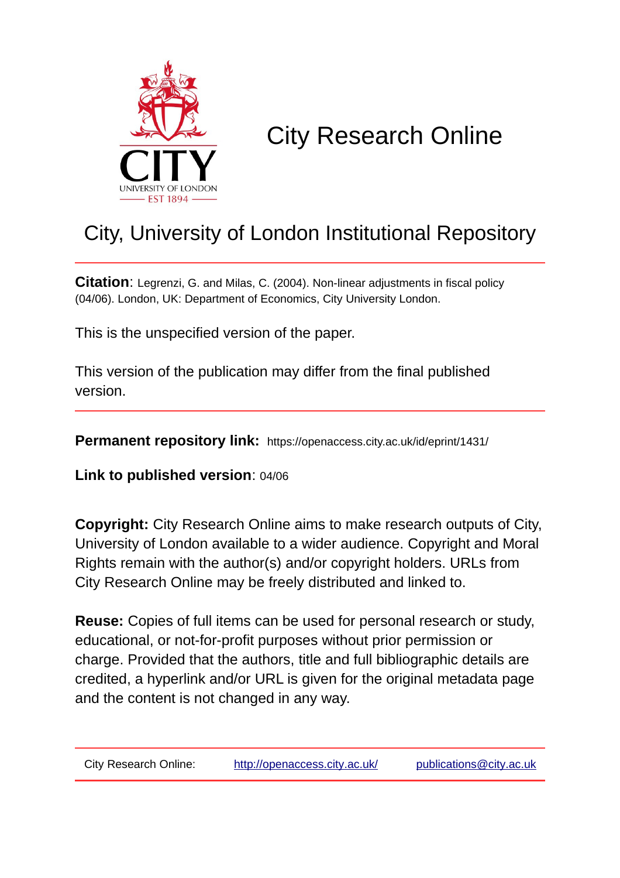# City Research Online

## City, University of London Institutional Repository

**Citation**: Legrenzi, G. and Milas, C. (2004). Non-linear adjustments in fiscal policy (04/06). London, UK: Department of Economics, City University London.

This is the unspecified version of the paper.

This version of the publication may differ from the final published version.

**Permanent repository link:** https://openaccess.city.ac.uk/id/eprint/1431/

**Link to published version**: 04/06

**Copyright:** City Research Online aims to make research outputs of City, University of London available to a wider audience. Copyright and Moral Rights remain with the author(s) and/or copyright holders. URLs from City Research Online may be freely distributed and linked to.

**Reuse:** Copies of full items can be used for personal research or study, educational, or not-for-profit purposes without prior permission or charge. Provided that the authors, title and full bibliographic details are credited, a hyperlink and/or URL is given for the original metadata page and the content is not changed in any way.

City Research Online: http://openaccess.city.ac.uk/ publications@city.ac.uk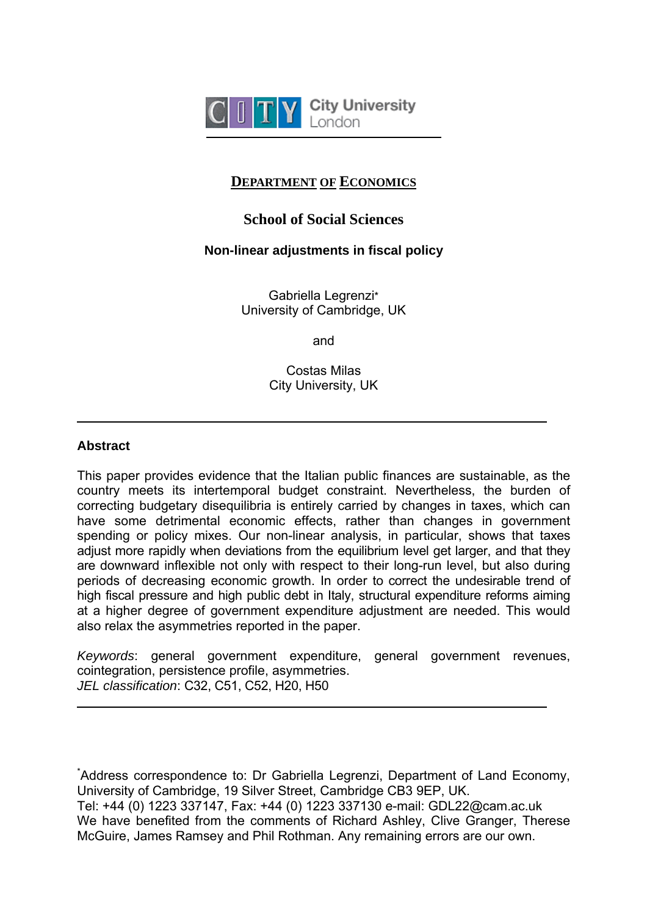City University London

## DEPARTMENT OF ECONOMICS

### School of Social Sciences

**Non-linear adjustments in fiscal policy**

Gabriella Legrenzi*
University of Cambridge, UK

and

Costas Milas
City University, UK

---

**Abstract**

This paper provides evidence that the Italian public finances are sustainable, as the country meets its intertemporal budget constraint. Nevertheless, the burden of correcting budgetary disequilibria is entirely carried by changes in taxes, which can have some detrimental economic effects, rather than changes in government spending or policy mixes. Our non-linear analysis, in particular, shows that taxes adjust more rapidly when deviations from the equilibrium level get larger, and that they are downward inflexible not only with respect to their long-run level, but also during periods of decreasing economic growth. In order to correct the undesirable trend of high fiscal pressure and high public debt in Italy, structural expenditure reforms aiming at a higher degree of government expenditure adjustment are needed. This would also relax the asymmetries reported in the paper.

*Keywords*: general government expenditure, general government revenues, cointegration, persistence profile, asymmetries.
*JEL classification*: C32, C51, C52, H20, H50

---

*Address correspondence to: Dr Gabriella Legrenzi, Department of Land Economy, University of Cambridge, 19 Silver Street, Cambridge CB3 9EP, UK.
Tel: +44 (0) 1223 337147, Fax: +44 (0) 1223 337130 e-mail: GDL22@cam.ac.uk
We have benefited from the comments of Richard Ashley, Clive Granger, Therese McGuire, James Ramsey and Phil Rothman. Any remaining errors are our own.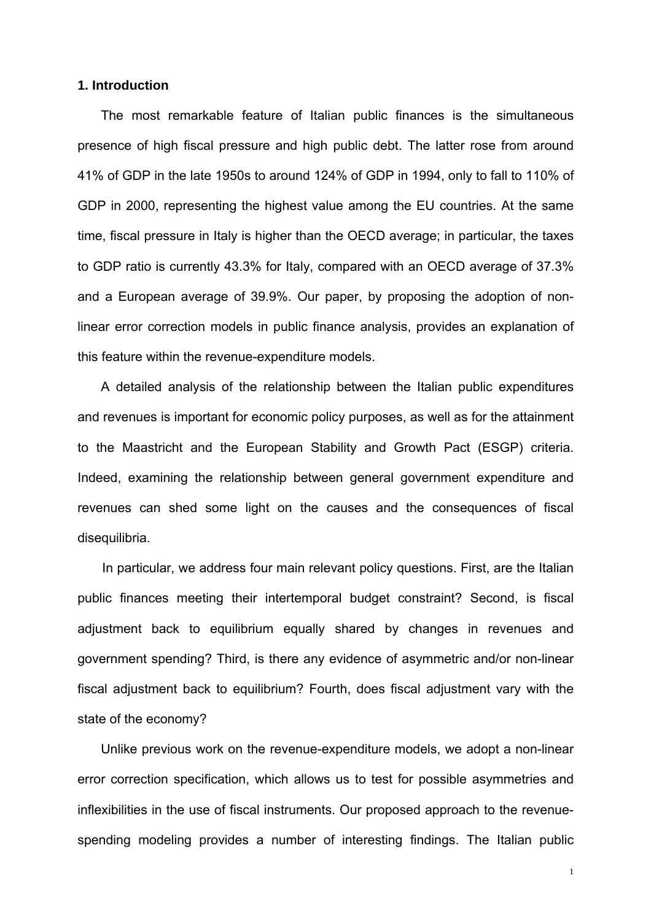## 1. Introduction

The most remarkable feature of Italian public finances is the simultaneous presence of high fiscal pressure and high public debt. The latter rose from around 41% of GDP in the late 1950s to around 124% of GDP in 1994, only to fall to 110% of GDP in 2000, representing the highest value among the EU countries. At the same time, fiscal pressure in Italy is higher than the OECD average; in particular, the taxes to GDP ratio is currently 43.3% for Italy, compared with an OECD average of 37.3% and a European average of 39.9%. Our paper, by proposing the adoption of non-linear error correction models in public finance analysis, provides an explanation of this feature within the revenue-expenditure models.

A detailed analysis of the relationship between the Italian public expenditures and revenues is important for economic policy purposes, as well as for the attainment to the Maastricht and the European Stability and Growth Pact (ESGP) criteria. Indeed, examining the relationship between general government expenditure and revenues can shed some light on the causes and the consequences of fiscal disequilibria.

In particular, we address four main relevant policy questions. First, are the Italian public finances meeting their intertemporal budget constraint? Second, is fiscal adjustment back to equilibrium equally shared by changes in revenues and government spending? Third, is there any evidence of asymmetric and/or non-linear fiscal adjustment back to equilibrium? Fourth, does fiscal adjustment vary with the state of the economy?

Unlike previous work on the revenue-expenditure models, we adopt a non-linear error correction specification, which allows us to test for possible asymmetries and inflexibilities in the use of fiscal instruments. Our proposed approach to the revenue-spending modeling provides a number of interesting findings. The Italian public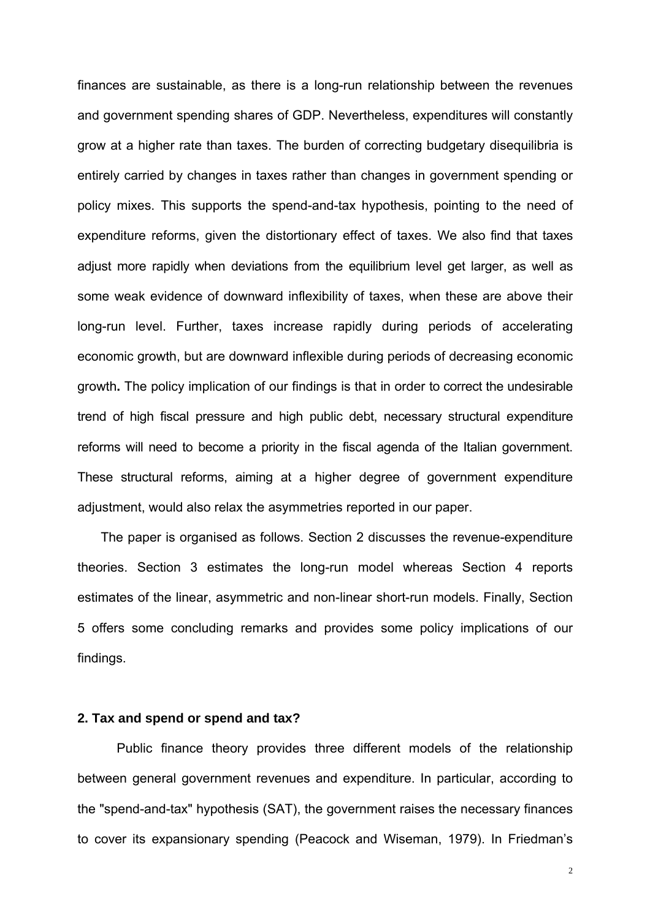finances are sustainable, as there is a long-run relationship between the revenues and government spending shares of GDP. Nevertheless, expenditures will constantly grow at a higher rate than taxes. The burden of correcting budgetary disequilibria is entirely carried by changes in taxes rather than changes in government spending or policy mixes. This supports the spend-and-tax hypothesis, pointing to the need of expenditure reforms, given the distortionary effect of taxes. We also find that taxes adjust more rapidly when deviations from the equilibrium level get larger, as well as some weak evidence of downward inflexibility of taxes, when these are above their long-run level. Further, taxes increase rapidly during periods of accelerating economic growth, but are downward inflexible during periods of decreasing economic growth**.** The policy implication of our findings is that in order to correct the undesirable trend of high fiscal pressure and high public debt, necessary structural expenditure reforms will need to become a priority in the fiscal agenda of the Italian government. These structural reforms, aiming at a higher degree of government expenditure adjustment, would also relax the asymmetries reported in our paper.

The paper is organised as follows. Section 2 discusses the revenue-expenditure theories. Section 3 estimates the long-run model whereas Section 4 reports estimates of the linear, asymmetric and non-linear short-run models. Finally, Section 5 offers some concluding remarks and provides some policy implications of our findings.

## 2. Tax and spend or spend and tax?

Public finance theory provides three different models of the relationship between general government revenues and expenditure. In particular, according to the "spend-and-tax" hypothesis (SAT), the government raises the necessary finances to cover its expansionary spending (Peacock and Wiseman, 1979). In Friedman's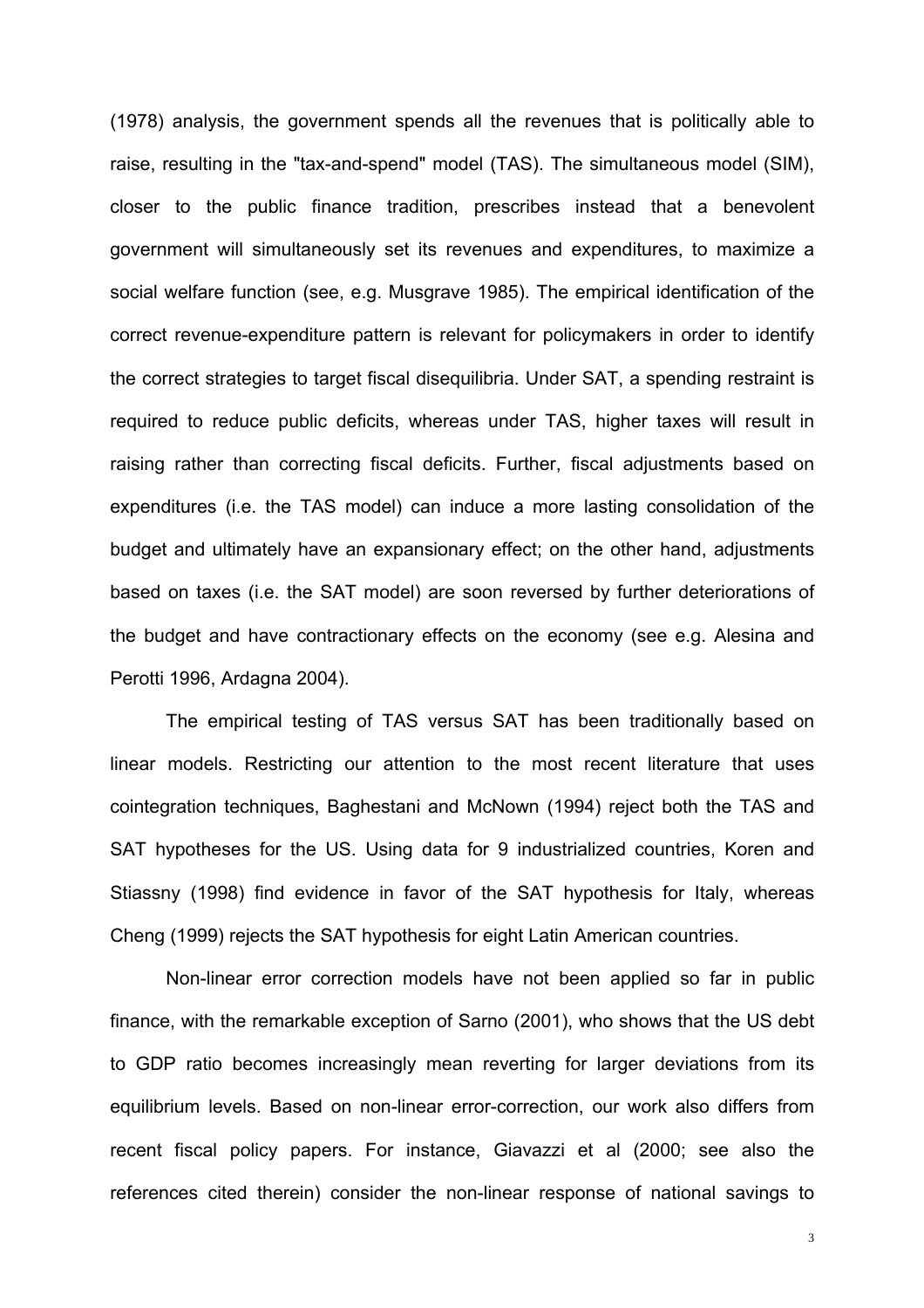(1978) analysis, the government spends all the revenues that is politically able to raise, resulting in the "tax-and-spend" model (TAS). The simultaneous model (SIM), closer to the public finance tradition, prescribes instead that a benevolent government will simultaneously set its revenues and expenditures, to maximize a social welfare function (see, e.g. Musgrave 1985). The empirical identification of the correct revenue-expenditure pattern is relevant for policymakers in order to identify the correct strategies to target fiscal disequilibria. Under SAT, a spending restraint is required to reduce public deficits, whereas under TAS, higher taxes will result in raising rather than correcting fiscal deficits. Further, fiscal adjustments based on expenditures (i.e. the TAS model) can induce a more lasting consolidation of the budget and ultimately have an expansionary effect; on the other hand, adjustments based on taxes (i.e. the SAT model) are soon reversed by further deteriorations of the budget and have contractionary effects on the economy (see e.g. Alesina and Perotti 1996, Ardagna 2004).

The empirical testing of TAS versus SAT has been traditionally based on linear models. Restricting our attention to the most recent literature that uses cointegration techniques, Baghestani and McNown (1994) reject both the TAS and SAT hypotheses for the US. Using data for 9 industrialized countries, Koren and Stiassny (1998) find evidence in favor of the SAT hypothesis for Italy, whereas Cheng (1999) rejects the SAT hypothesis for eight Latin American countries.

Non-linear error correction models have not been applied so far in public finance, with the remarkable exception of Sarno (2001), who shows that the US debt to GDP ratio becomes increasingly mean reverting for larger deviations from its equilibrium levels. Based on non-linear error-correction, our work also differs from recent fiscal policy papers. For instance, Giavazzi et al (2000; see also the references cited therein) consider the non-linear response of national savings to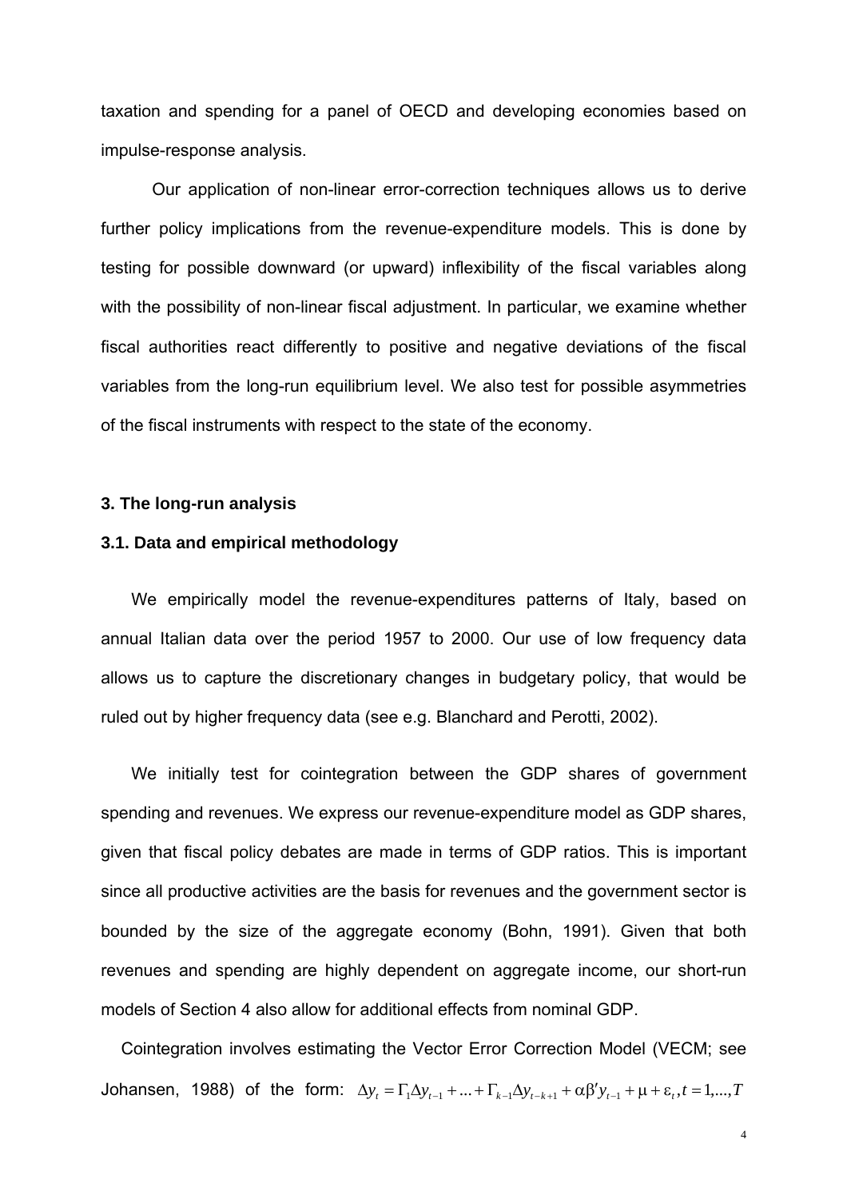taxation and spending for a panel of OECD and developing economies based on impulse-response analysis.

Our application of non-linear error-correction techniques allows us to derive further policy implications from the revenue-expenditure models. This is done by testing for possible downward (or upward) inflexibility of the fiscal variables along with the possibility of non-linear fiscal adjustment. In particular, we examine whether fiscal authorities react differently to positive and negative deviations of the fiscal variables from the long-run equilibrium level. We also test for possible asymmetries of the fiscal instruments with respect to the state of the economy.

## 3. The long-run analysis

### 3.1. Data and empirical methodology

We empirically model the revenue-expenditures patterns of Italy, based on annual Italian data over the period 1957 to 2000. Our use of low frequency data allows us to capture the discretionary changes in budgetary policy, that would be ruled out by higher frequency data (see e.g. Blanchard and Perotti, 2002).

We initially test for cointegration between the GDP shares of government spending and revenues. We express our revenue-expenditure model as GDP shares, given that fiscal policy debates are made in terms of GDP ratios. This is important since all productive activities are the basis for revenues and the government sector is bounded by the size of the aggregate economy (Bohn, 1991). Given that both revenues and spending are highly dependent on aggregate income, our short-run models of Section 4 also allow for additional effects from nominal GDP.

Cointegration involves estimating the Vector Error Correction Model (VECM; see Johansen, 1988) of the form: $\Delta y_t = \Gamma_1 \Delta y_{t-1} + ... + \Gamma_{k-1} \Delta y_{t-k+1} + \alpha\beta' y_{t-1} + \mu + \varepsilon_t, t = 1,...,T$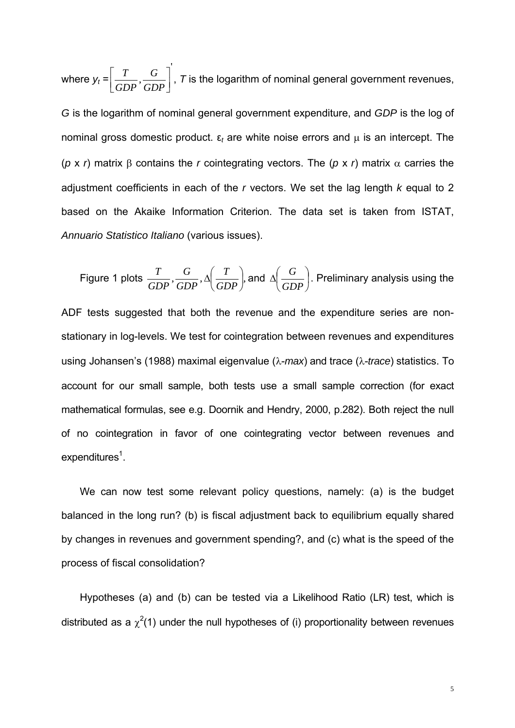where $y_t = \left[\frac{T}{GDP}, \frac{G}{GDP}\right]'$, $T$ is the logarithm of nominal general government revenues, $G$ is the logarithm of nominal general government expenditure, and $GDP$ is the log of nominal gross domestic product. $\varepsilon_t$ are white noise errors and $\mu$ is an intercept. The ($p$ x $r$) matrix $\beta$ contains the $r$ cointegrating vectors. The ($p$ x $r$) matrix $\alpha$ carries the adjustment coefficients in each of the $r$ vectors. We set the lag length $k$ equal to 2 based on the Akaike Information Criterion. The data set is taken from ISTAT, *Annuario Statistico Italiano* (various issues).

Figure 1 plots $\frac{T}{GDP}, \frac{G}{GDP}, \Delta\left(\frac{T}{GDP}\right)$, and $\Delta\left(\frac{G}{GDP}\right)$. Preliminary analysis using the ADF tests suggested that both the revenue and the expenditure series are non-stationary in log-levels. We test for cointegration between revenues and expenditures using Johansen's (1988) maximal eigenvalue ($\lambda$-*max*) and trace ($\lambda$-*trace*) statistics. To account for our small sample, both tests use a small sample correction (for exact mathematical formulas, see e.g. Doornik and Hendry, 2000, p.282). Both reject the null of no cointegration in favor of one cointegrating vector between revenues and expenditures[1].

We can now test some relevant policy questions, namely: (a) is the budget balanced in the long run? (b) is fiscal adjustment back to equilibrium equally shared by changes in revenues and government spending?, and (c) what is the speed of the process of fiscal consolidation?

Hypotheses (a) and (b) can be tested via a Likelihood Ratio (LR) test, which is distributed as a $\chi^2(1)$ under the null hypotheses of (i) proportionality between revenues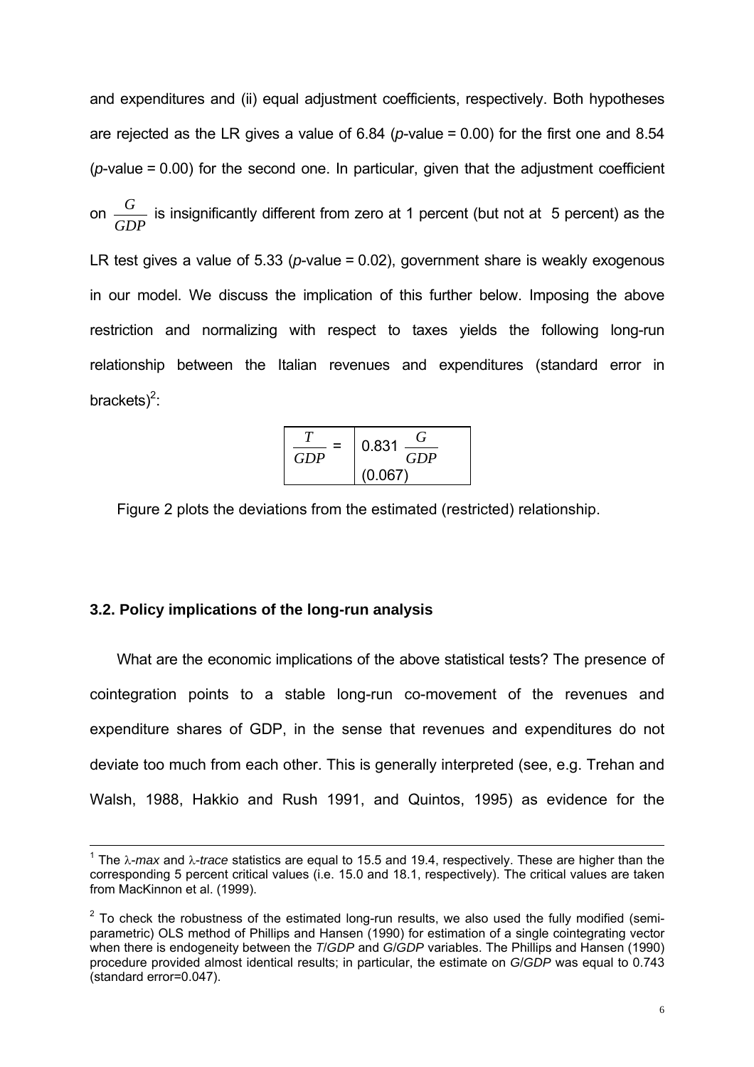and expenditures and (ii) equal adjustment coefficients, respectively. Both hypotheses are rejected as the LR gives a value of 6.84 ($p$-value = 0.00) for the first one and 8.54 ($p$-value = 0.00) for the second one. In particular, given that the adjustment coefficient on $\frac{G}{GDP}$ is insignificantly different from zero at 1 percent (but not at 5 percent) as the LR test gives a value of 5.33 ($p$-value = 0.02), government share is weakly exogenous in our model. We discuss the implication of this further below. Imposing the above restriction and normalizing with respect to taxes yields the following long-run relationship between the Italian revenues and expenditures (standard error in brackets)[2]:

$$\frac{T}{GDP} = \underset{(0.067)}{0.831}\ \frac{G}{GDP}$$

Figure 2 plots the deviations from the estimated (restricted) relationship.

### 3.2. Policy implications of the long-run analysis

What are the economic implications of the above statistical tests? The presence of cointegration points to a stable long-run co-movement of the revenues and expenditure shares of GDP, in the sense that revenues and expenditures do not deviate too much from each other. This is generally interpreted (see, e.g. Trehan and Walsh, 1988, Hakkio and Rush 1991, and Quintos, 1995) as evidence for the

---

[1] The $\lambda$-*max* and $\lambda$-*trace* statistics are equal to 15.5 and 19.4, respectively. These are higher than the corresponding 5 percent critical values (i.e. 15.0 and 18.1, respectively). The critical values are taken from MacKinnon et al. (1999).

[2] To check the robustness of the estimated long-run results, we also used the fully modified (semi-parametric) OLS method of Phillips and Hansen (1990) for estimation of a single cointegrating vector when there is endogeneity between the $T/GDP$ and $G/GDP$ variables. The Phillips and Hansen (1990) procedure provided almost identical results; in particular, the estimate on $G/GDP$ was equal to 0.743 (standard error=0.047).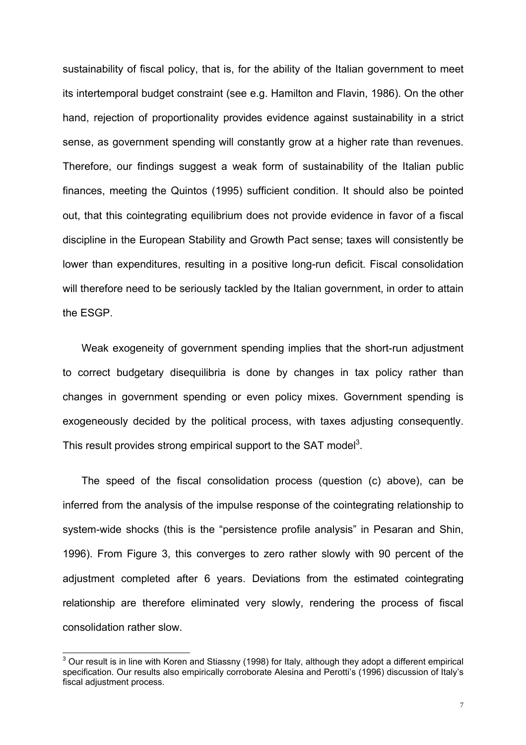sustainability of fiscal policy, that is, for the ability of the Italian government to meet its intertemporal budget constraint (see e.g. Hamilton and Flavin, 1986). On the other hand, rejection of proportionality provides evidence against sustainability in a strict sense, as government spending will constantly grow at a higher rate than revenues. Therefore, our findings suggest a weak form of sustainability of the Italian public finances, meeting the Quintos (1995) sufficient condition. It should also be pointed out, that this cointegrating equilibrium does not provide evidence in favor of a fiscal discipline in the European Stability and Growth Pact sense; taxes will consistently be lower than expenditures, resulting in a positive long-run deficit. Fiscal consolidation will therefore need to be seriously tackled by the Italian government, in order to attain the ESGP.

Weak exogeneity of government spending implies that the short-run adjustment to correct budgetary disequilibria is done by changes in tax policy rather than changes in government spending or even policy mixes. Government spending is exogeneously decided by the political process, with taxes adjusting consequently. This result provides strong empirical support to the SAT model[3].

The speed of the fiscal consolidation process (question (c) above), can be inferred from the analysis of the impulse response of the cointegrating relationship to system-wide shocks (this is the "persistence profile analysis" in Pesaran and Shin, 1996). From Figure 3, this converges to zero rather slowly with 90 percent of the adjustment completed after 6 years. Deviations from the estimated cointegrating relationship are therefore eliminated very slowly, rendering the process of fiscal consolidation rather slow.

[3] Our result is in line with Koren and Stiassny (1998) for Italy, although they adopt a different empirical specification. Our results also empirically corroborate Alesina and Perotti's (1996) discussion of Italy's fiscal adjustment process.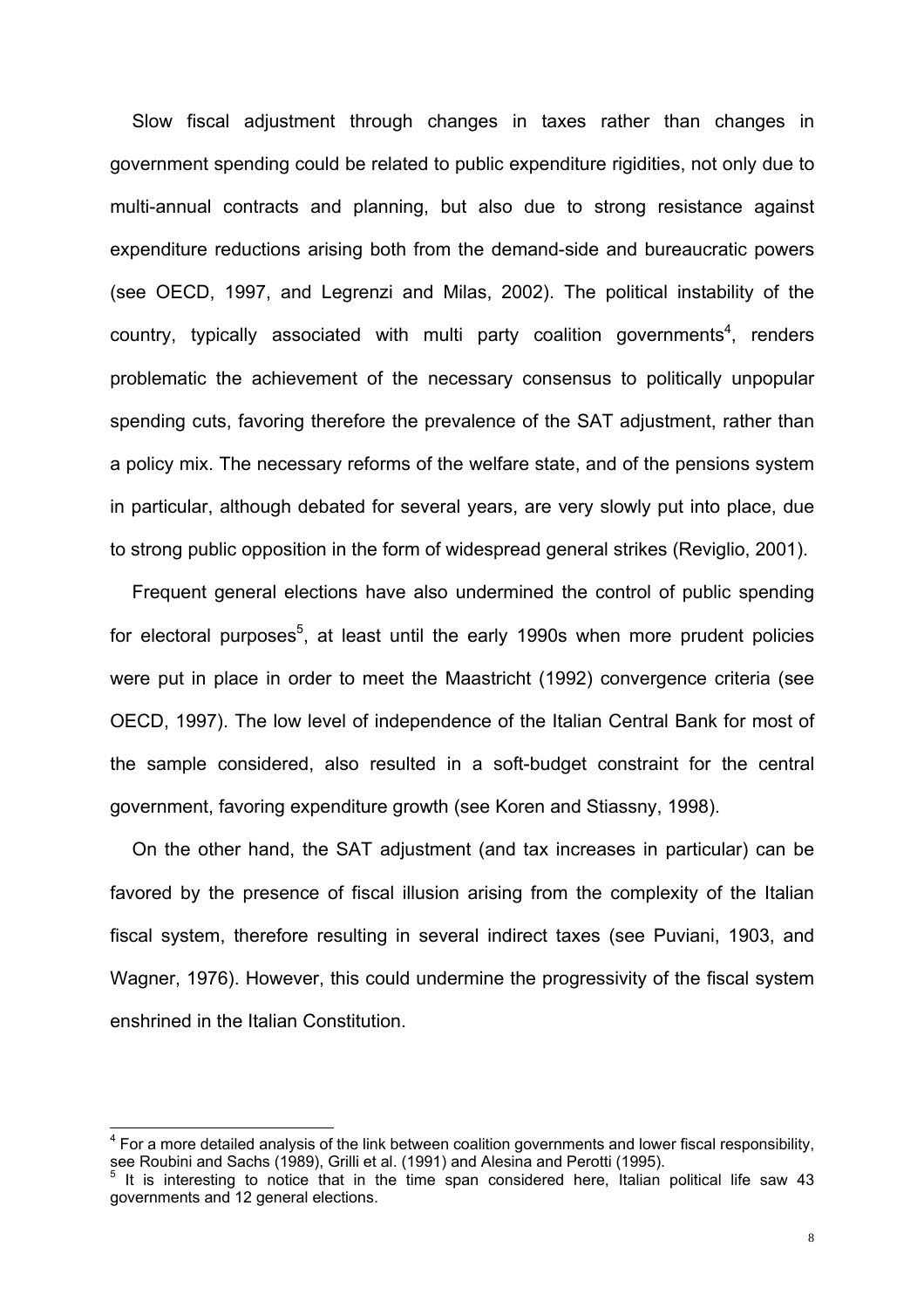Slow fiscal adjustment through changes in taxes rather than changes in government spending could be related to public expenditure rigidities, not only due to multi-annual contracts and planning, but also due to strong resistance against expenditure reductions arising both from the demand-side and bureaucratic powers (see OECD, 1997, and Legrenzi and Milas, 2002). The political instability of the country, typically associated with multi party coalition governments[4], renders problematic the achievement of the necessary consensus to politically unpopular spending cuts, favoring therefore the prevalence of the SAT adjustment, rather than a policy mix. The necessary reforms of the welfare state, and of the pensions system in particular, although debated for several years, are very slowly put into place, due to strong public opposition in the form of widespread general strikes (Reviglio, 2001).

Frequent general elections have also undermined the control of public spending for electoral purposes[5], at least until the early 1990s when more prudent policies were put in place in order to meet the Maastricht (1992) convergence criteria (see OECD, 1997). The low level of independence of the Italian Central Bank for most of the sample considered, also resulted in a soft-budget constraint for the central government, favoring expenditure growth (see Koren and Stiassny, 1998).

On the other hand, the SAT adjustment (and tax increases in particular) can be favored by the presence of fiscal illusion arising from the complexity of the Italian fiscal system, therefore resulting in several indirect taxes (see Puviani, 1903, and Wagner, 1976). However, this could undermine the progressivity of the fiscal system enshrined in the Italian Constitution.

---

[4] For a more detailed analysis of the link between coalition governments and lower fiscal responsibility, see Roubini and Sachs (1989), Grilli et al. (1991) and Alesina and Perotti (1995).

[5] It is interesting to notice that in the time span considered here, Italian political life saw 43 governments and 12 general elections.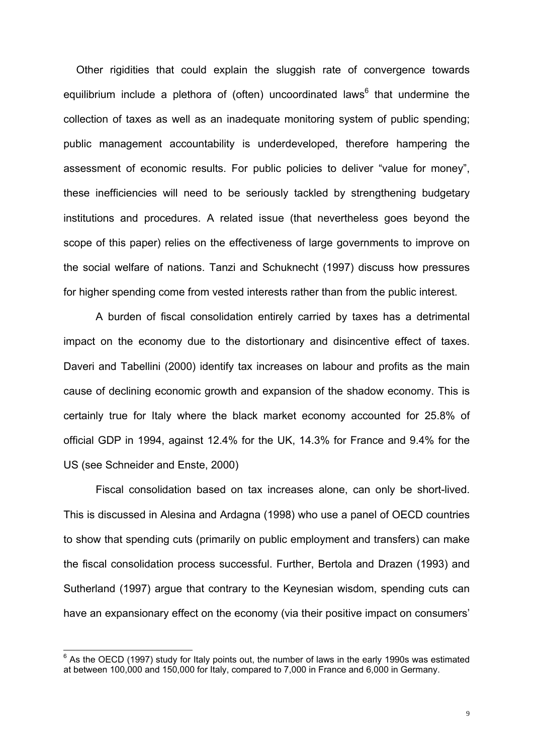Other rigidities that could explain the sluggish rate of convergence towards equilibrium include a plethora of (often) uncoordinated laws[6] that undermine the collection of taxes as well as an inadequate monitoring system of public spending; public management accountability is underdeveloped, therefore hampering the assessment of economic results. For public policies to deliver "value for money", these inefficiencies will need to be seriously tackled by strengthening budgetary institutions and procedures. A related issue (that nevertheless goes beyond the scope of this paper) relies on the effectiveness of large governments to improve on the social welfare of nations. Tanzi and Schuknecht (1997) discuss how pressures for higher spending come from vested interests rather than from the public interest.

A burden of fiscal consolidation entirely carried by taxes has a detrimental impact on the economy due to the distortionary and disincentive effect of taxes. Daveri and Tabellini (2000) identify tax increases on labour and profits as the main cause of declining economic growth and expansion of the shadow economy. This is certainly true for Italy where the black market economy accounted for 25.8% of official GDP in 1994, against 12.4% for the UK, 14.3% for France and 9.4% for the US (see Schneider and Enste, 2000)

Fiscal consolidation based on tax increases alone, can only be short-lived. This is discussed in Alesina and Ardagna (1998) who use a panel of OECD countries to show that spending cuts (primarily on public employment and transfers) can make the fiscal consolidation process successful. Further, Bertola and Drazen (1993) and Sutherland (1997) argue that contrary to the Keynesian wisdom, spending cuts can have an expansionary effect on the economy (via their positive impact on consumers'

[6] As the OECD (1997) study for Italy points out, the number of laws in the early 1990s was estimated at between 100,000 and 150,000 for Italy, compared to 7,000 in France and 6,000 in Germany.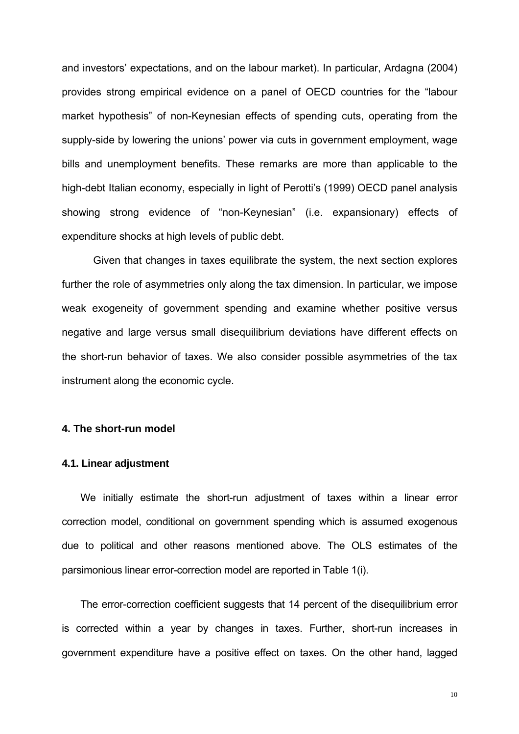and investors' expectations, and on the labour market). In particular, Ardagna (2004) provides strong empirical evidence on a panel of OECD countries for the "labour market hypothesis" of non-Keynesian effects of spending cuts, operating from the supply-side by lowering the unions' power via cuts in government employment, wage bills and unemployment benefits. These remarks are more than applicable to the high-debt Italian economy, especially in light of Perotti's (1999) OECD panel analysis showing strong evidence of "non-Keynesian" (i.e. expansionary) effects of expenditure shocks at high levels of public debt.

Given that changes in taxes equilibrate the system, the next section explores further the role of asymmetries only along the tax dimension. In particular, we impose weak exogeneity of government spending and examine whether positive versus negative and large versus small disequilibrium deviations have different effects on the short-run behavior of taxes. We also consider possible asymmetries of the tax instrument along the economic cycle.

## 4. The short-run model

### 4.1. Linear adjustment

We initially estimate the short-run adjustment of taxes within a linear error correction model, conditional on government spending which is assumed exogenous due to political and other reasons mentioned above. The OLS estimates of the parsimonious linear error-correction model are reported in Table 1(i).

The error-correction coefficient suggests that 14 percent of the disequilibrium error is corrected within a year by changes in taxes. Further, short-run increases in government expenditure have a positive effect on taxes. On the other hand, lagged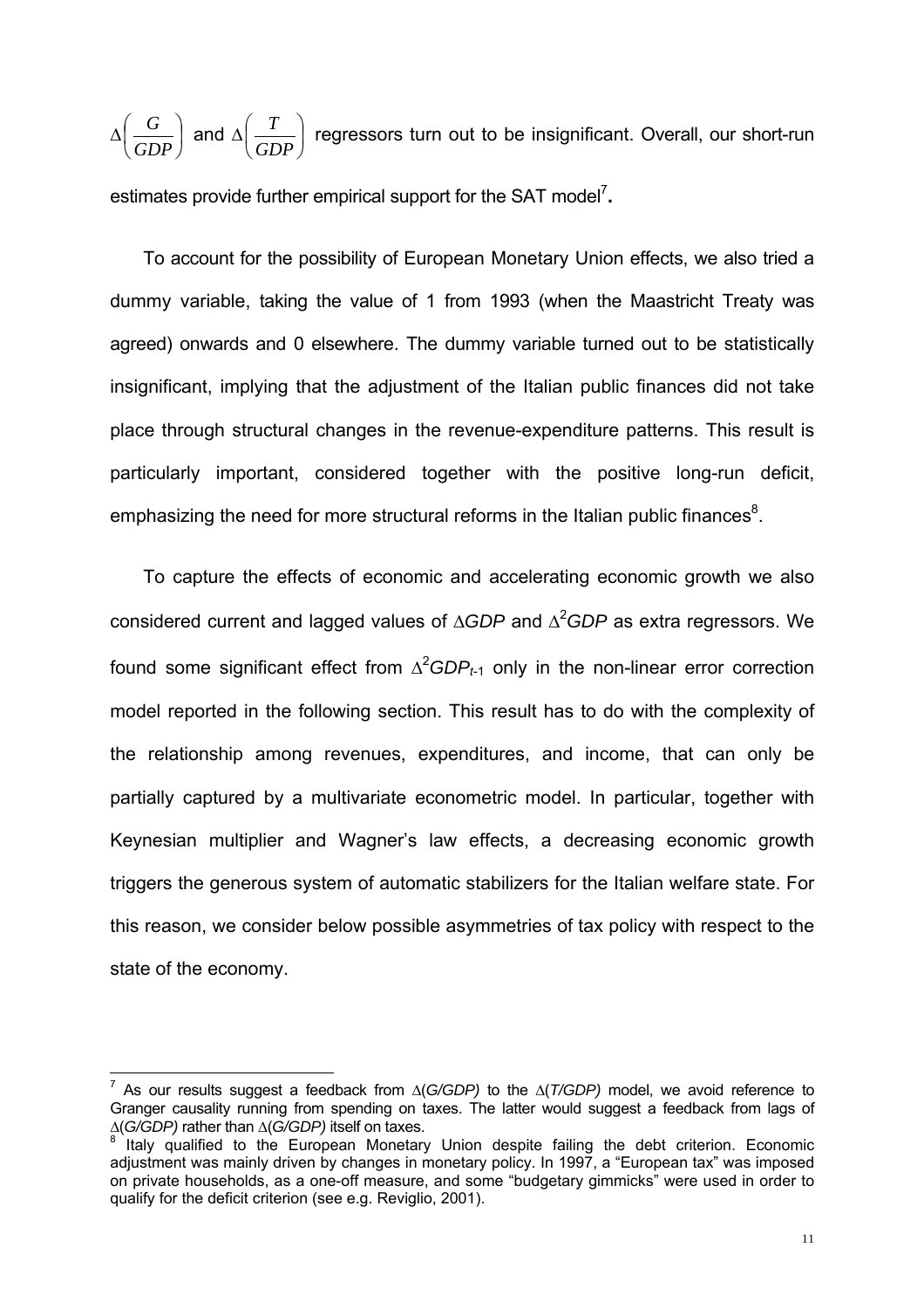$\Delta\left(\frac{G}{GDP}\right)$ and $\Delta\left(\frac{T}{GDP}\right)$ regressors turn out to be insignificant. Overall, our short-run estimates provide further empirical support for the SAT model[7].

To account for the possibility of European Monetary Union effects, we also tried a dummy variable, taking the value of 1 from 1993 (when the Maastricht Treaty was agreed) onwards and 0 elsewhere. The dummy variable turned out to be statistically insignificant, implying that the adjustment of the Italian public finances did not take place through structural changes in the revenue-expenditure patterns. This result is particularly important, considered together with the positive long-run deficit, emphasizing the need for more structural reforms in the Italian public finances[8].

To capture the effects of economic and accelerating economic growth we also considered current and lagged values of $\Delta GDP$ and $\Delta^2 GDP$ as extra regressors. We found some significant effect from $\Delta^2 GDP_{t-1}$ only in the non-linear error correction model reported in the following section. This result has to do with the complexity of the relationship among revenues, expenditures, and income, that can only be partially captured by a multivariate econometric model. In particular, together with Keynesian multiplier and Wagner's law effects, a decreasing economic growth triggers the generous system of automatic stabilizers for the Italian welfare state. For this reason, we consider below possible asymmetries of tax policy with respect to the state of the economy.

---

[7] As our results suggest a feedback from $\Delta(G/GDP)$ to the $\Delta(T/GDP)$ model, we avoid reference to Granger causality running from spending on taxes. The latter would suggest a feedback from lags of $\Delta(G/GDP)$ rather than $\Delta(G/GDP)$ itself on taxes.

[8] Italy qualified to the European Monetary Union despite failing the debt criterion. Economic adjustment was mainly driven by changes in monetary policy. In 1997, a "European tax" was imposed on private households, as a one-off measure, and some "budgetary gimmicks" were used in order to qualify for the deficit criterion (see e.g. Reviglio, 2001).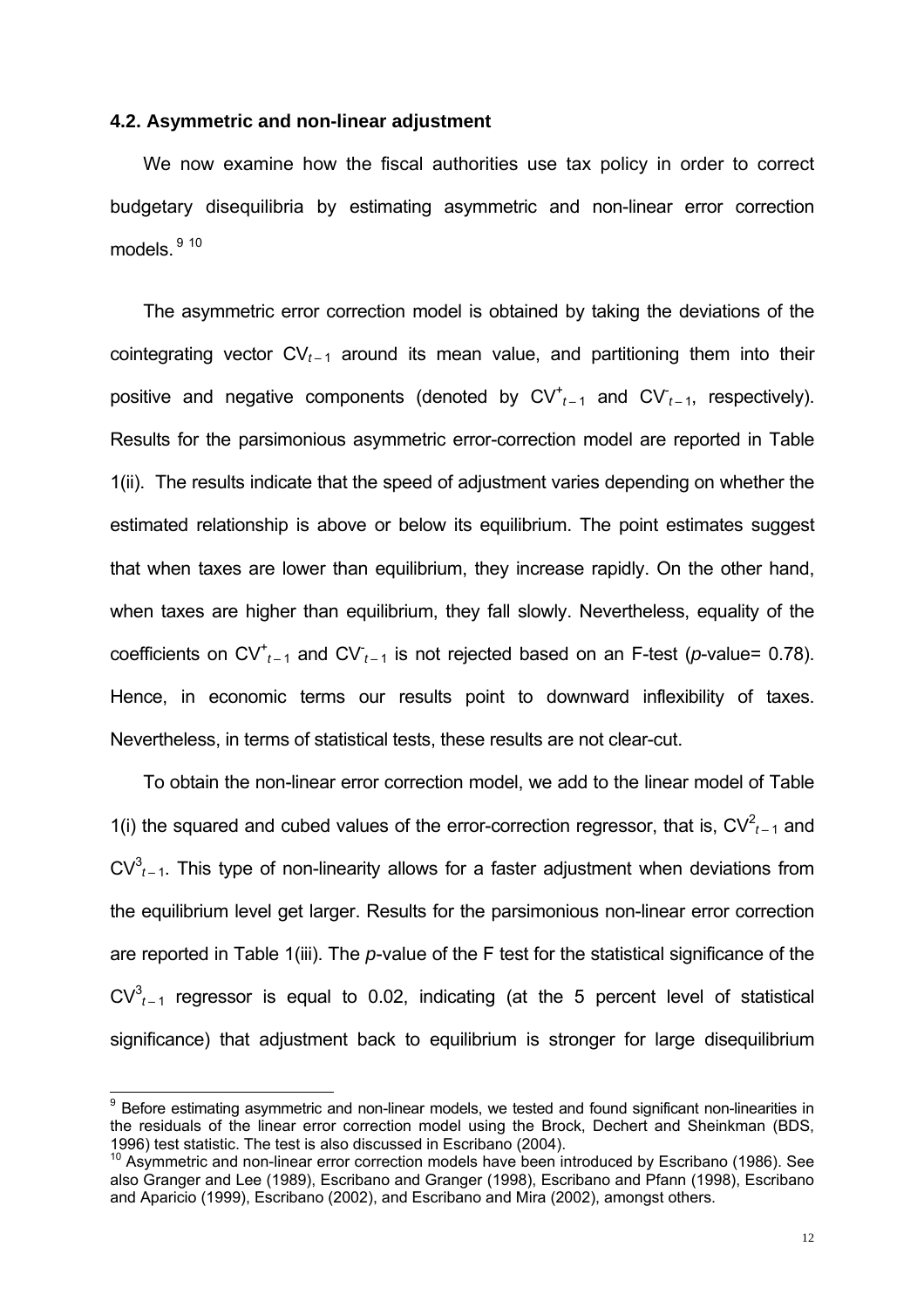### 4.2. Asymmetric and non-linear adjustment

We now examine how the fiscal authorities use tax policy in order to correct budgetary disequilibria by estimating asymmetric and non-linear error correction models.[9] [10]

The asymmetric error correction model is obtained by taking the deviations of the cointegrating vector $CV_{t-1}$ around its mean value, and partitioning them into their positive and negative components (denoted by $CV^{+}_{t-1}$ and $CV^{-}_{t-1}$, respectively). Results for the parsimonious asymmetric error-correction model are reported in Table 1(ii). The results indicate that the speed of adjustment varies depending on whether the estimated relationship is above or below its equilibrium. The point estimates suggest that when taxes are lower than equilibrium, they increase rapidly. On the other hand, when taxes are higher than equilibrium, they fall slowly. Nevertheless, equality of the coefficients on $CV^{+}_{t-1}$ and $CV^{-}_{t-1}$ is not rejected based on an F-test (*p*-value= 0.78). Hence, in economic terms our results point to downward inflexibility of taxes. Nevertheless, in terms of statistical tests, these results are not clear-cut.

To obtain the non-linear error correction model, we add to the linear model of Table 1(i) the squared and cubed values of the error-correction regressor, that is, $CV^{2}_{t-1}$ and $CV^{3}_{t-1}$. This type of non-linearity allows for a faster adjustment when deviations from the equilibrium level get larger. Results for the parsimonious non-linear error correction are reported in Table 1(iii). The *p*-value of the F test for the statistical significance of the $CV^{3}_{t-1}$ regressor is equal to 0.02, indicating (at the 5 percent level of statistical significance) that adjustment back to equilibrium is stronger for large disequilibrium

---

[9] Before estimating asymmetric and non-linear models, we tested and found significant non-linearities in the residuals of the linear error correction model using the Brock, Dechert and Sheinkman (BDS, 1996) test statistic. The test is also discussed in Escribano (2004).

[10] Asymmetric and non-linear error correction models have been introduced by Escribano (1986). See also Granger and Lee (1989), Escribano and Granger (1998), Escribano and Pfann (1998), Escribano and Aparicio (1999), Escribano (2002), and Escribano and Mira (2002), amongst others.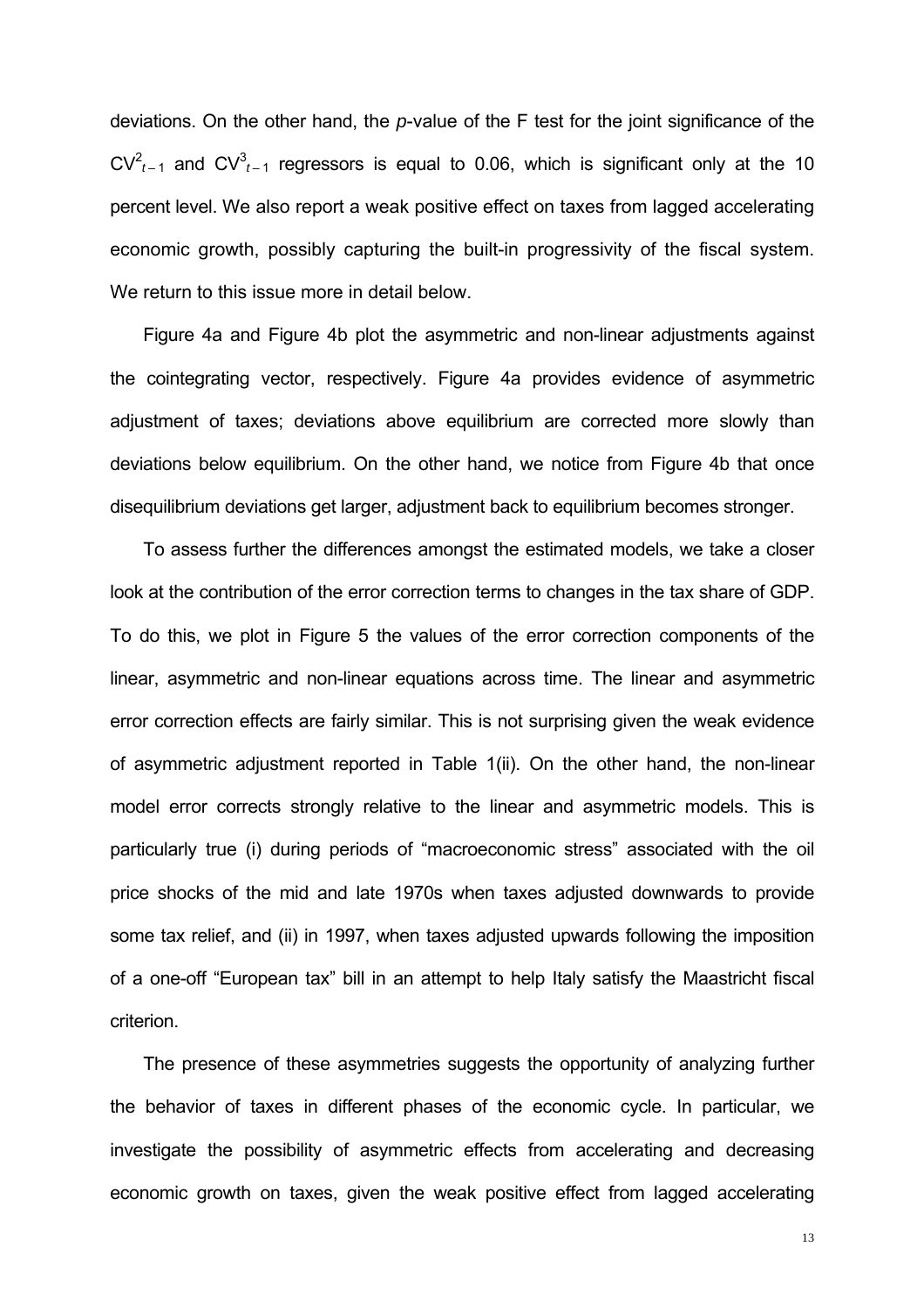deviations. On the other hand, the *p*-value of the F test for the joint significance of the $CV^2_{t-1}$ and $CV^3_{t-1}$ regressors is equal to 0.06, which is significant only at the 10 percent level. We also report a weak positive effect on taxes from lagged accelerating economic growth, possibly capturing the built-in progressivity of the fiscal system. We return to this issue more in detail below.

Figure 4a and Figure 4b plot the asymmetric and non-linear adjustments against the cointegrating vector, respectively. Figure 4a provides evidence of asymmetric adjustment of taxes; deviations above equilibrium are corrected more slowly than deviations below equilibrium. On the other hand, we notice from Figure 4b that once disequilibrium deviations get larger, adjustment back to equilibrium becomes stronger.

To assess further the differences amongst the estimated models, we take a closer look at the contribution of the error correction terms to changes in the tax share of GDP. To do this, we plot in Figure 5 the values of the error correction components of the linear, asymmetric and non-linear equations across time. The linear and asymmetric error correction effects are fairly similar. This is not surprising given the weak evidence of asymmetric adjustment reported in Table 1(ii). On the other hand, the non-linear model error corrects strongly relative to the linear and asymmetric models. This is particularly true (i) during periods of "macroeconomic stress" associated with the oil price shocks of the mid and late 1970s when taxes adjusted downwards to provide some tax relief, and (ii) in 1997, when taxes adjusted upwards following the imposition of a one-off "European tax" bill in an attempt to help Italy satisfy the Maastricht fiscal criterion.

The presence of these asymmetries suggests the opportunity of analyzing further the behavior of taxes in different phases of the economic cycle. In particular, we investigate the possibility of asymmetric effects from accelerating and decreasing economic growth on taxes, given the weak positive effect from lagged accelerating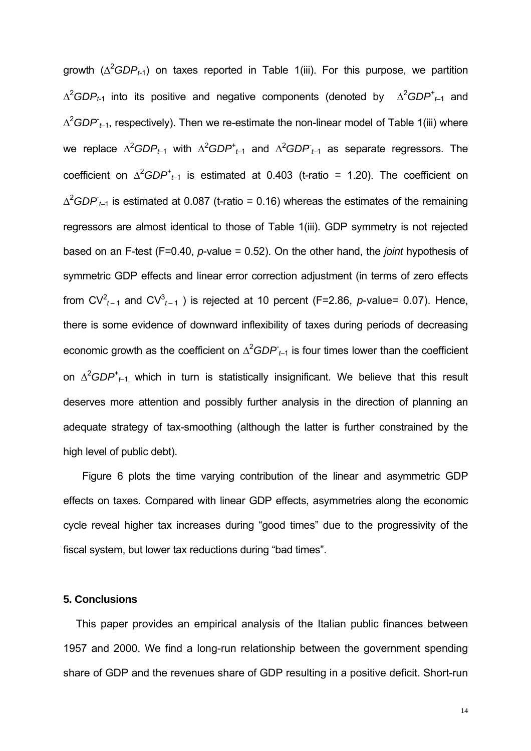growth ($\Delta^2 GDP_{t\text{-}1}$) on taxes reported in Table 1(iii). For this purpose, we partition $\Delta^2 GDP_{t\text{-}1}$ into its positive and negative components (denoted by $\Delta^2 GDP^{+}_{t-1}$ and $\Delta^2 GDP^{-}_{t-1}$, respectively). Then we re-estimate the non-linear model of Table 1(iii) where we replace $\Delta^2 GDP_{t-1}$ with $\Delta^2 GDP^{+}_{t-1}$ and $\Delta^2 GDP^{-}_{t-1}$ as separate regressors. The coefficient on $\Delta^2 GDP^{+}_{t-1}$ is estimated at 0.403 (t-ratio = 1.20). The coefficient on $\Delta^2 GDP^{-}_{t-1}$ is estimated at 0.087 (t-ratio = 0.16) whereas the estimates of the remaining regressors are almost identical to those of Table 1(iii). GDP symmetry is not rejected based on an F-test (F=0.40, *p*-value = 0.52). On the other hand, the *joint* hypothesis of symmetric GDP effects and linear error correction adjustment (in terms of zero effects from $CV^2_{t-1}$ and $CV^3_{t-1}$ ) is rejected at 10 percent (F=2.86, *p*-value= 0.07). Hence, there is some evidence of downward inflexibility of taxes during periods of decreasing economic growth as the coefficient on $\Delta^2 GDP^{-}_{t-1}$ is four times lower than the coefficient on $\Delta^2 GDP^{+}_{t-1,}$ which in turn is statistically insignificant. We believe that this result deserves more attention and possibly further analysis in the direction of planning an adequate strategy of tax-smoothing (although the latter is further constrained by the high level of public debt).

Figure 6 plots the time varying contribution of the linear and asymmetric GDP effects on taxes. Compared with linear GDP effects, asymmetries along the economic cycle reveal higher tax increases during "good times" due to the progressivity of the fiscal system, but lower tax reductions during "bad times".

## 5. Conclusions

This paper provides an empirical analysis of the Italian public finances between 1957 and 2000. We find a long-run relationship between the government spending share of GDP and the revenues share of GDP resulting in a positive deficit. Short-run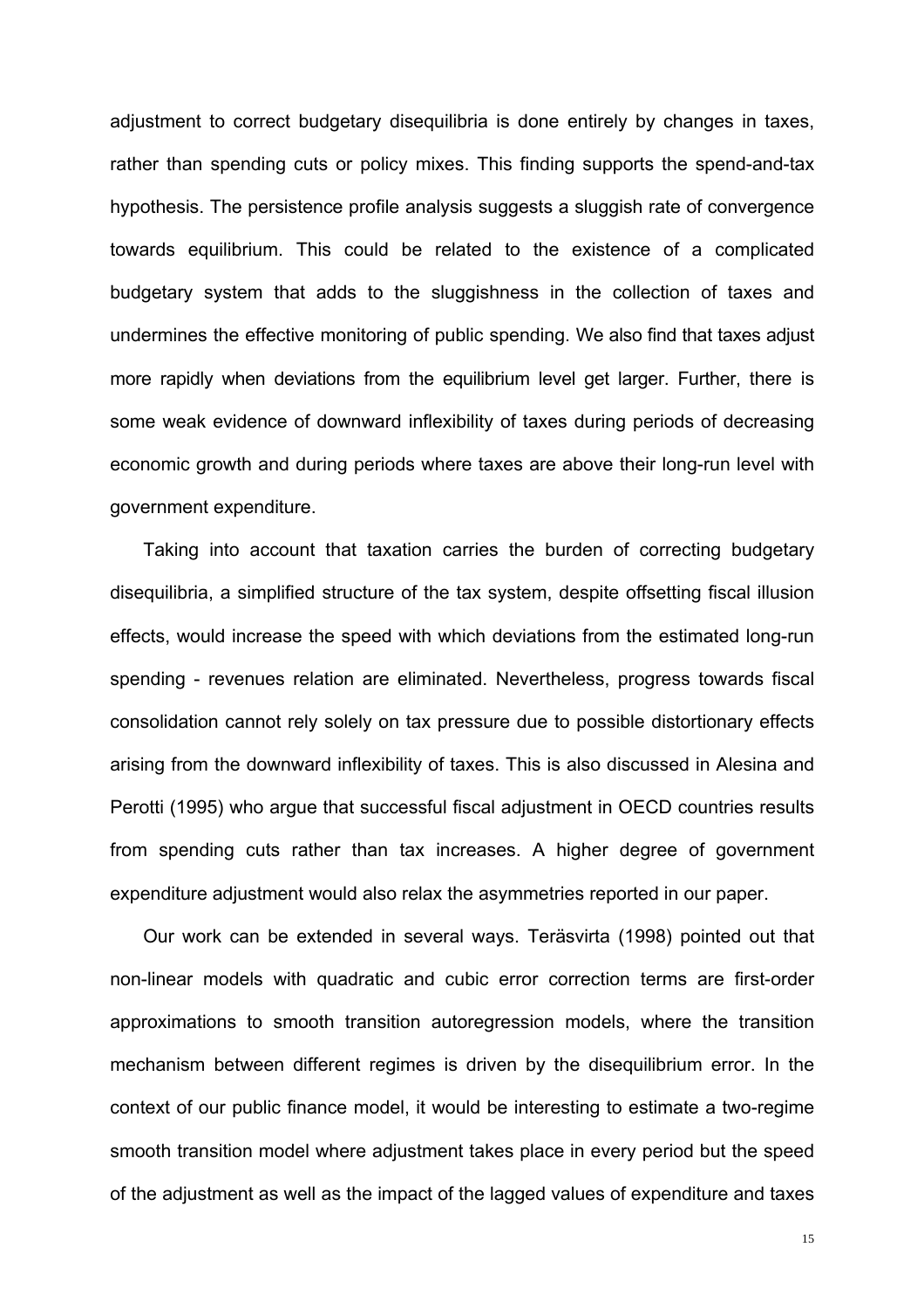adjustment to correct budgetary disequilibria is done entirely by changes in taxes, rather than spending cuts or policy mixes. This finding supports the spend-and-tax hypothesis. The persistence profile analysis suggests a sluggish rate of convergence towards equilibrium. This could be related to the existence of a complicated budgetary system that adds to the sluggishness in the collection of taxes and undermines the effective monitoring of public spending. We also find that taxes adjust more rapidly when deviations from the equilibrium level get larger. Further, there is some weak evidence of downward inflexibility of taxes during periods of decreasing economic growth and during periods where taxes are above their long-run level with government expenditure.

Taking into account that taxation carries the burden of correcting budgetary disequilibria, a simplified structure of the tax system, despite offsetting fiscal illusion effects, would increase the speed with which deviations from the estimated long-run spending - revenues relation are eliminated. Nevertheless, progress towards fiscal consolidation cannot rely solely on tax pressure due to possible distortionary effects arising from the downward inflexibility of taxes. This is also discussed in Alesina and Perotti (1995) who argue that successful fiscal adjustment in OECD countries results from spending cuts rather than tax increases. A higher degree of government expenditure adjustment would also relax the asymmetries reported in our paper.

Our work can be extended in several ways. Teräsvirta (1998) pointed out that non-linear models with quadratic and cubic error correction terms are first-order approximations to smooth transition autoregression models, where the transition mechanism between different regimes is driven by the disequilibrium error. In the context of our public finance model, it would be interesting to estimate a two-regime smooth transition model where adjustment takes place in every period but the speed of the adjustment as well as the impact of the lagged values of expenditure and taxes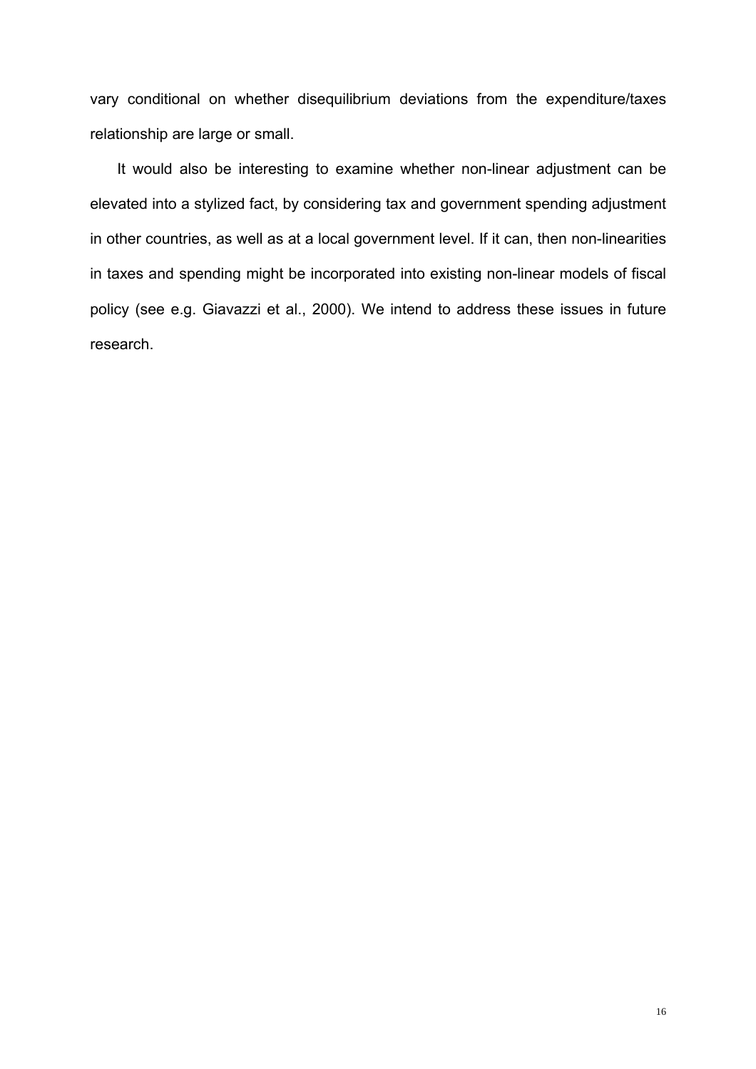vary conditional on whether disequilibrium deviations from the expenditure/taxes relationship are large or small.

It would also be interesting to examine whether non-linear adjustment can be elevated into a stylized fact, by considering tax and government spending adjustment in other countries, as well as at a local government level. If it can, then non-linearities in taxes and spending might be incorporated into existing non-linear models of fiscal policy (see e.g. Giavazzi et al., 2000). We intend to address these issues in future research.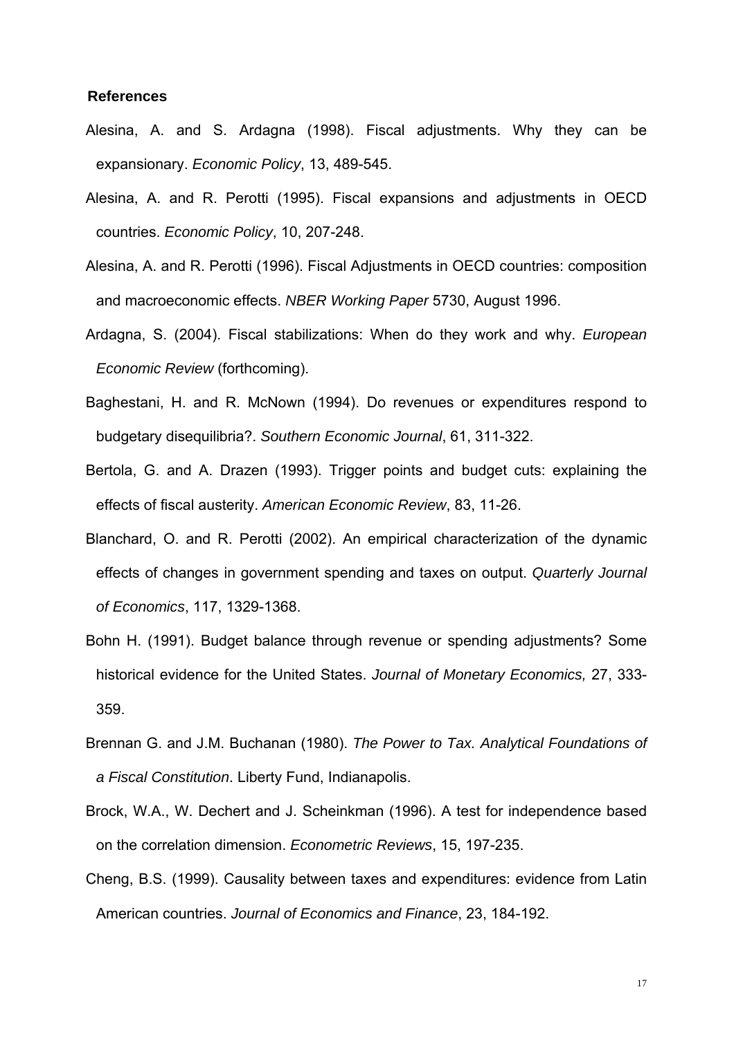## References

Alesina, A. and S. Ardagna (1998). Fiscal adjustments. Why they can be expansionary. *Economic Policy*, 13, 489-545.

Alesina, A. and R. Perotti (1995). Fiscal expansions and adjustments in OECD countries. *Economic Policy*, 10, 207-248.

Alesina, A. and R. Perotti (1996). Fiscal Adjustments in OECD countries: composition and macroeconomic effects. *NBER Working Paper* 5730, August 1996.

Ardagna, S. (2004). Fiscal stabilizations: When do they work and why. *European Economic Review* (forthcoming).

Baghestani, H. and R. McNown (1994). Do revenues or expenditures respond to budgetary disequilibria?. *Southern Economic Journal*, 61, 311-322.

Bertola, G. and A. Drazen (1993). Trigger points and budget cuts: explaining the effects of fiscal austerity. *American Economic Review*, 83, 11-26.

Blanchard, O. and R. Perotti (2002). An empirical characterization of the dynamic effects of changes in government spending and taxes on output. *Quarterly Journal of Economics*, 117, 1329-1368.

Bohn H. (1991). Budget balance through revenue or spending adjustments? Some historical evidence for the United States. *Journal of Monetary Economics,* 27, 333-359.

Brennan G. and J.M. Buchanan (1980). *The Power to Tax. Analytical Foundations of a Fiscal Constitution*. Liberty Fund, Indianapolis.

Brock, W.A., W. Dechert and J. Scheinkman (1996). A test for independence based on the correlation dimension. *Econometric Reviews*, 15, 197-235.

Cheng, B.S. (1999). Causality between taxes and expenditures: evidence from Latin American countries. *Journal of Economics and Finance*, 23, 184-192.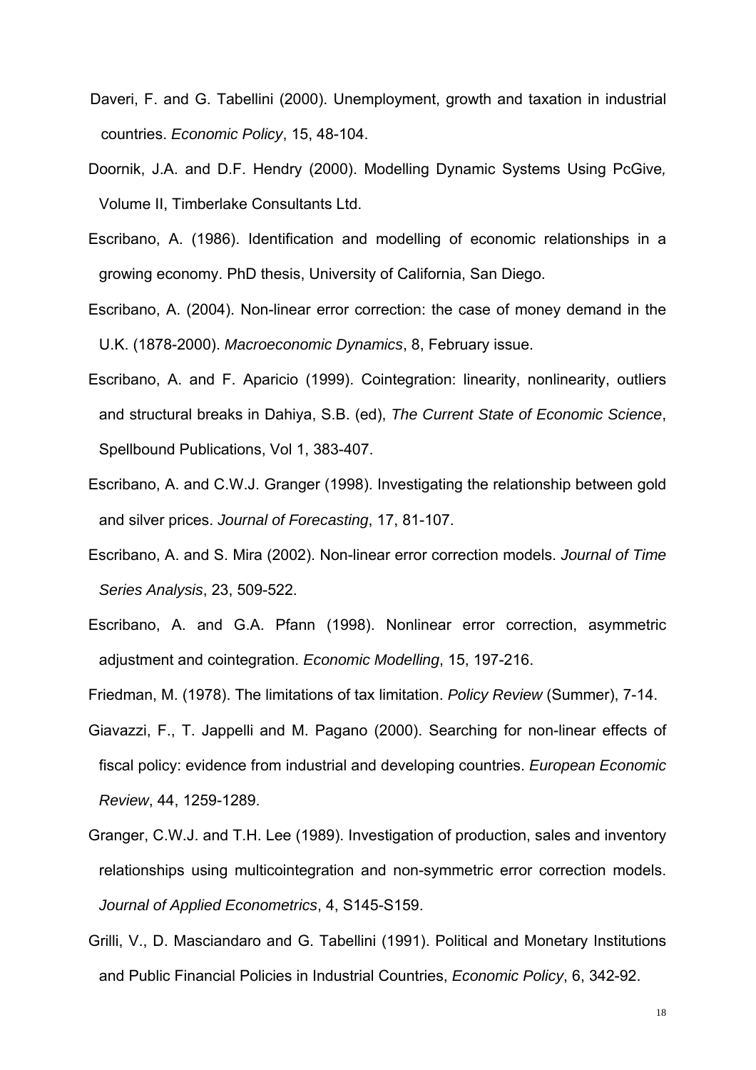Daveri, F. and G. Tabellini (2000). Unemployment, growth and taxation in industrial countries. *Economic Policy*, 15, 48-104.

Doornik, J.A. and D.F. Hendry (2000). Modelling Dynamic Systems Using PcGive*,* Volume II, Timberlake Consultants Ltd.

Escribano, A. (1986). Identification and modelling of economic relationships in a growing economy. PhD thesis, University of California, San Diego.

Escribano, A. (2004). Non-linear error correction: the case of money demand in the U.K. (1878-2000). *Macroeconomic Dynamics*, 8, February issue.

Escribano, A. and F. Aparicio (1999). Cointegration: linearity, nonlinearity, outliers and structural breaks in Dahiya, S.B. (ed), *The Current State of Economic Science*, Spellbound Publications, Vol 1, 383-407.

Escribano, A. and C.W.J. Granger (1998). Investigating the relationship between gold and silver prices. *Journal of Forecasting*, 17, 81-107.

Escribano, A. and S. Mira (2002). Non-linear error correction models. *Journal of Time Series Analysis*, 23, 509-522.

Escribano, A. and G.A. Pfann (1998). Nonlinear error correction, asymmetric adjustment and cointegration. *Economic Modelling*, 15, 197-216.

Friedman, M. (1978). The limitations of tax limitation. *Policy Review* (Summer), 7-14.

Giavazzi, F., T. Jappelli and M. Pagano (2000). Searching for non-linear effects of fiscal policy: evidence from industrial and developing countries. *European Economic Review*, 44, 1259-1289.

Granger, C.W.J. and T.H. Lee (1989). Investigation of production, sales and inventory relationships using multicointegration and non-symmetric error correction models. *Journal of Applied Econometrics*, 4, S145-S159.

Grilli, V., D. Masciandaro and G. Tabellini (1991). Political and Monetary Institutions and Public Financial Policies in Industrial Countries, *Economic Policy*, 6, 342-92.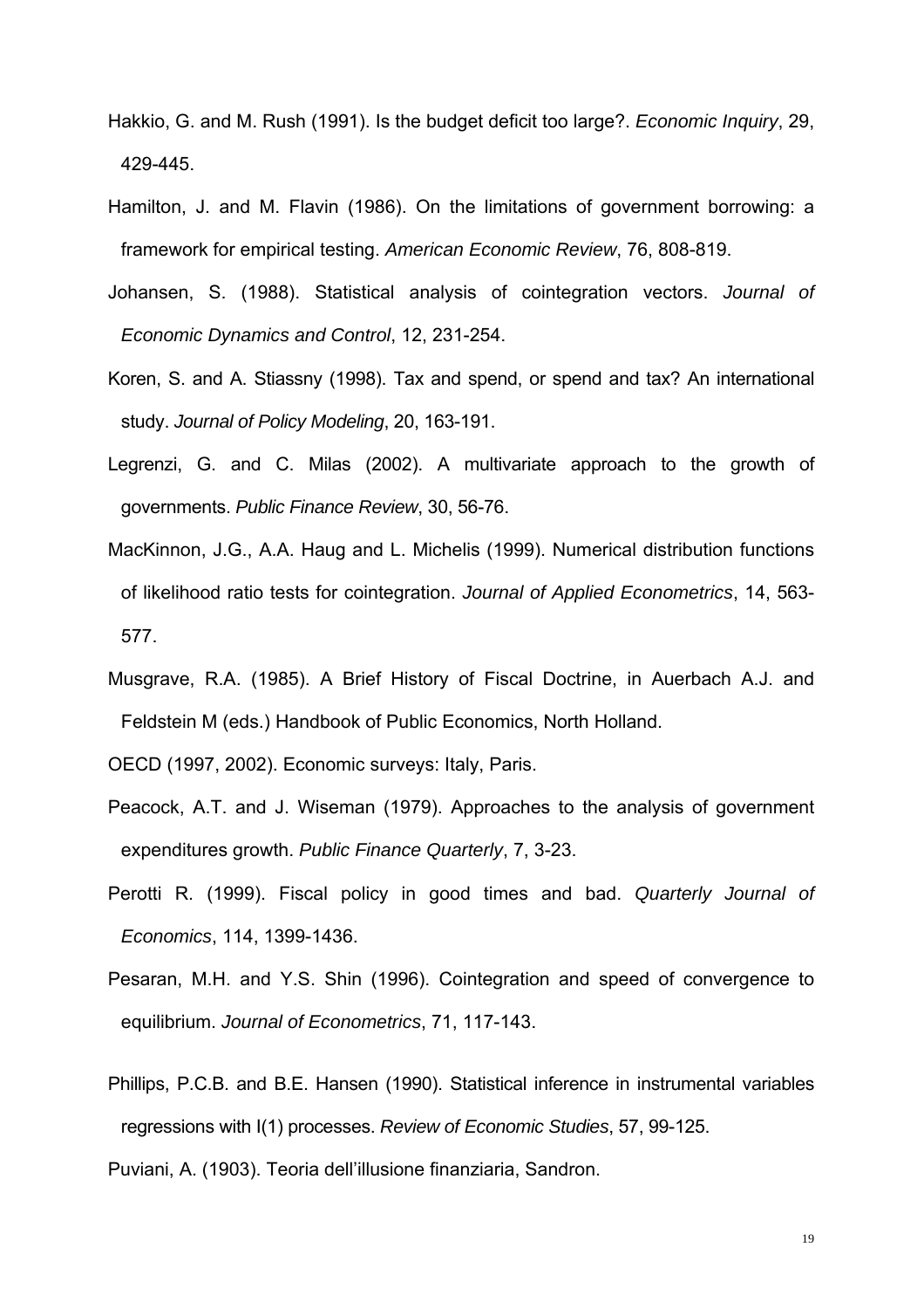Hakkio, G. and M. Rush (1991). Is the budget deficit too large?. *Economic Inquiry*, 29, 429-445.

Hamilton, J. and M. Flavin (1986). On the limitations of government borrowing: a framework for empirical testing. *American Economic Review*, 76, 808-819.

Johansen, S. (1988). Statistical analysis of cointegration vectors. *Journal of Economic Dynamics and Control*, 12, 231-254.

Koren, S. and A. Stiassny (1998). Tax and spend, or spend and tax? An international study. *Journal of Policy Modeling*, 20, 163-191.

Legrenzi, G. and C. Milas (2002). A multivariate approach to the growth of governments. *Public Finance Review*, 30, 56-76.

MacKinnon, J.G., A.A. Haug and L. Michelis (1999). Numerical distribution functions of likelihood ratio tests for cointegration. *Journal of Applied Econometrics*, 14, 563-577.

Musgrave, R.A. (1985). A Brief History of Fiscal Doctrine, in Auerbach A.J. and Feldstein M (eds.) Handbook of Public Economics, North Holland.

OECD (1997, 2002). Economic surveys: Italy, Paris.

Peacock, A.T. and J. Wiseman (1979). Approaches to the analysis of government expenditures growth. *Public Finance Quarterly*, 7, 3-23.

Perotti R. (1999). Fiscal policy in good times and bad. *Quarterly Journal of Economics*, 114, 1399-1436.

Pesaran, M.H. and Y.S. Shin (1996). Cointegration and speed of convergence to equilibrium. *Journal of Econometrics*, 71, 117-143.

Phillips, P.C.B. and B.E. Hansen (1990). Statistical inference in instrumental variables regressions with I(1) processes. *Review of Economic Studies*, 57, 99-125.

Puviani, A. (1903). Teoria dell'illusione finanziaria, Sandron.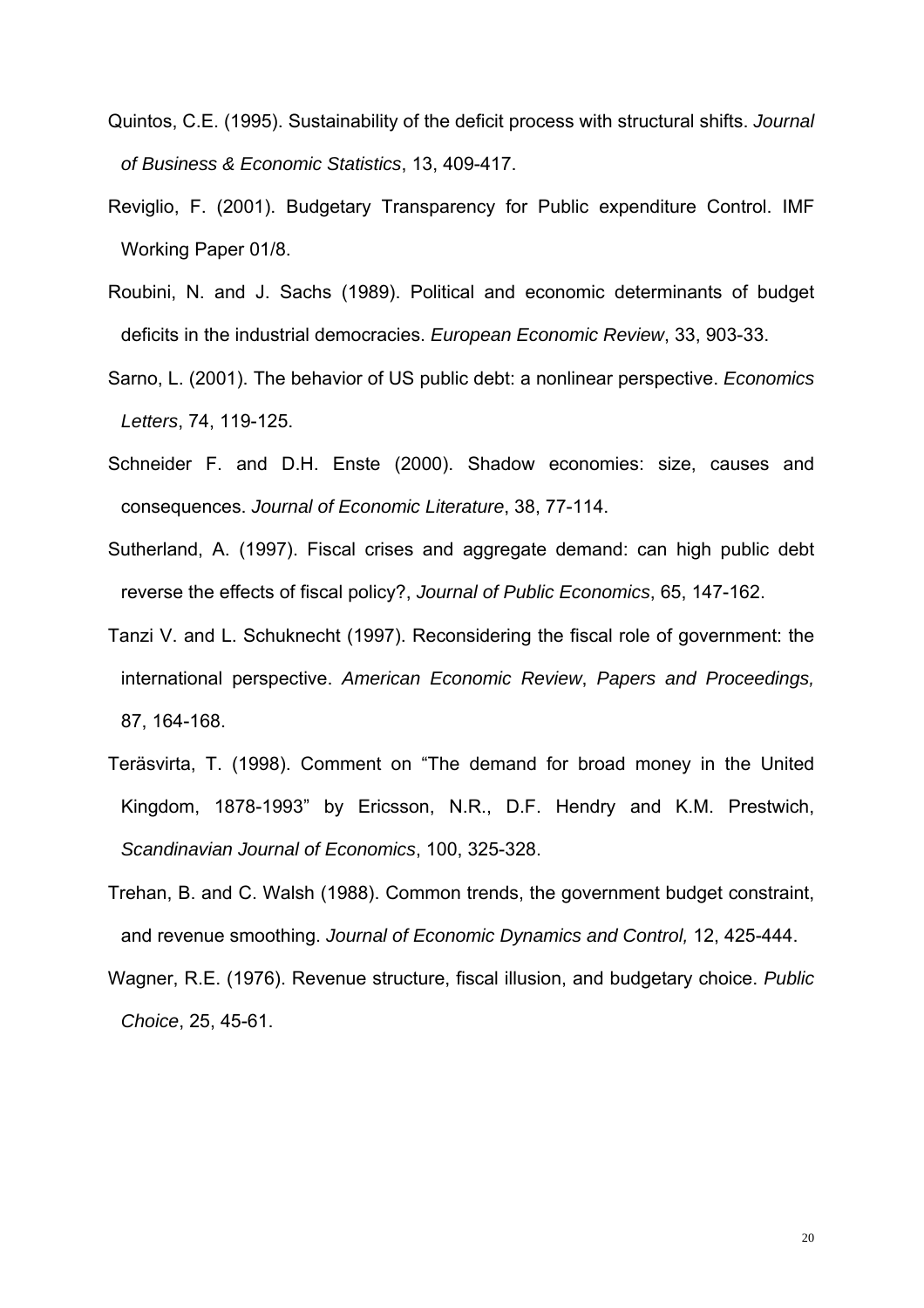Quintos, C.E. (1995). Sustainability of the deficit process with structural shifts. *Journal of Business & Economic Statistics*, 13, 409-417.

Reviglio, F. (2001). Budgetary Transparency for Public expenditure Control. IMF Working Paper 01/8.

Roubini, N. and J. Sachs (1989). Political and economic determinants of budget deficits in the industrial democracies. *European Economic Review*, 33, 903-33.

Sarno, L. (2001). The behavior of US public debt: a nonlinear perspective. *Economics Letters*, 74, 119-125.

Schneider F. and D.H. Enste (2000). Shadow economies: size, causes and consequences. *Journal of Economic Literature*, 38, 77-114.

Sutherland, A. (1997). Fiscal crises and aggregate demand: can high public debt reverse the effects of fiscal policy?, *Journal of Public Economics*, 65, 147-162.

Tanzi V. and L. Schuknecht (1997). Reconsidering the fiscal role of government: the international perspective. *American Economic Review*, *Papers and Proceedings,* 87, 164-168.

Teräsvirta, T. (1998). Comment on "The demand for broad money in the United Kingdom, 1878-1993" by Ericsson, N.R., D.F. Hendry and K.M. Prestwich, *Scandinavian Journal of Economics*, 100, 325-328.

Trehan, B. and C. Walsh (1988). Common trends, the government budget constraint, and revenue smoothing. *Journal of Economic Dynamics and Control,* 12, 425-444.

Wagner, R.E. (1976). Revenue structure, fiscal illusion, and budgetary choice. *Public Choice*, 25, 45-61.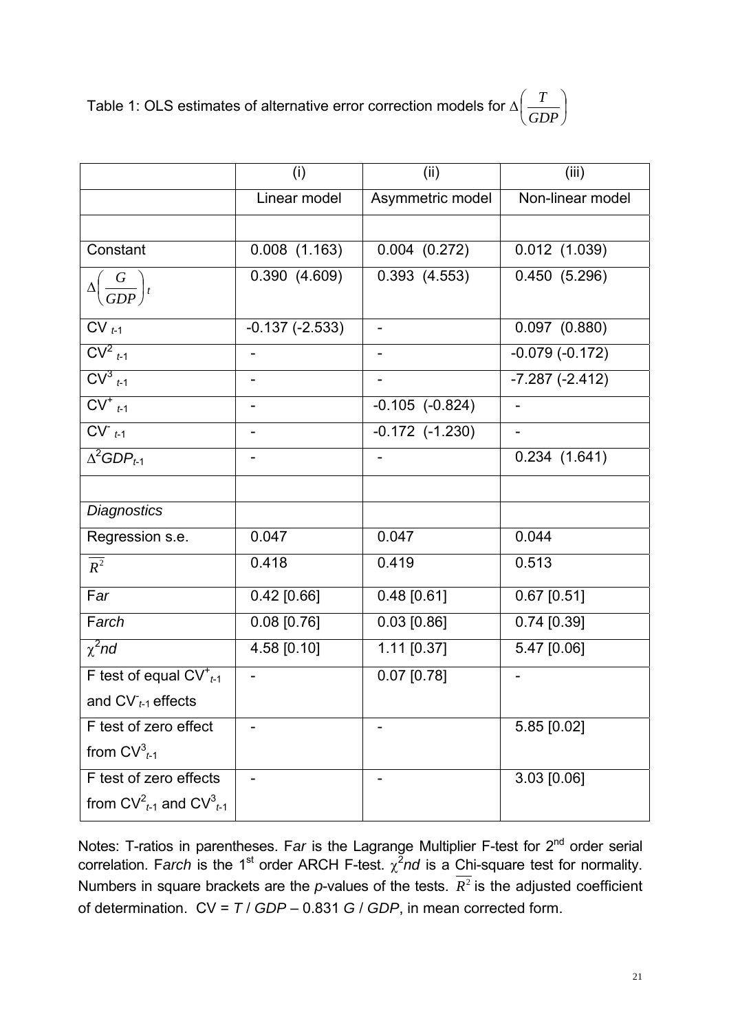Table 1: OLS estimates of alternative error correction models for $\Delta\left(\frac{T}{GDP}\right)$

| | (i) | (ii) | (iii) |
|---|---|---|---|
| | Linear model | Asymmetric model | Non-linear model |
| | | | |
| Constant | 0.008 (1.163) | 0.004 (0.272) | 0.012 (1.039) |
| $\Delta\left(\frac{G}{GDP}\right)_t$ | 0.390 (4.609) | 0.393 (4.553) | 0.450 (5.296) |
| $CV_{t-1}$ | -0.137 (-2.533) | - | 0.097 (0.880) |
| $CV^2_{t-1}$ | - | - | -0.079 (-0.172) |
| $CV^3_{t-1}$ | - | - | -7.287 (-2.412) |
| $CV^+_{t-1}$ | - | -0.105 (-0.824) | - |
| $CV^-_{t-1}$ | - | -0.172 (-1.230) | - |
| $\Delta^2 GDP_{t-1}$ | - | - | 0.234 (1.641) |
| | | | |
| *Diagnostics* | | | |
| Regression s.e. | 0.047 | 0.047 | 0.044 |
| $\overline{R^2}$ | 0.418 | 0.419 | 0.513 |
| F*ar* | 0.42 [0.66] | 0.48 [0.61] | 0.67 [0.51] |
| F*arch* | 0.08 [0.76] | 0.03 [0.86] | 0.74 [0.39] |
| $\chi^2 nd$ | 4.58 [0.10] | 1.11 [0.37] | 5.47 [0.06] |
| F test of equal $CV^+_{t-1}$ and $CV^-_{t-1}$ effects | - | 0.07 [0.78] | - |
| F test of zero effect from $CV^3_{t-1}$ | - | - | 5.85 [0.02] |
| F test of zero effects from $CV^2_{t-1}$ and $CV^3_{t-1}$ | - | - | 3.03 [0.06] |

Notes: T-ratios in parentheses. F*ar* is the Lagrange Multiplier F-test for 2nd order serial correlation. F*arch* is the 1st order ARCH F-test. $\chi^2 nd$ is a Chi-square test for normality. Numbers in square brackets are the *p*-values of the tests. $\overline{R^2}$ is the adjusted coefficient of determination. CV = $T$ / $GDP$ – 0.831 $G$ / $GDP$, in mean corrected form.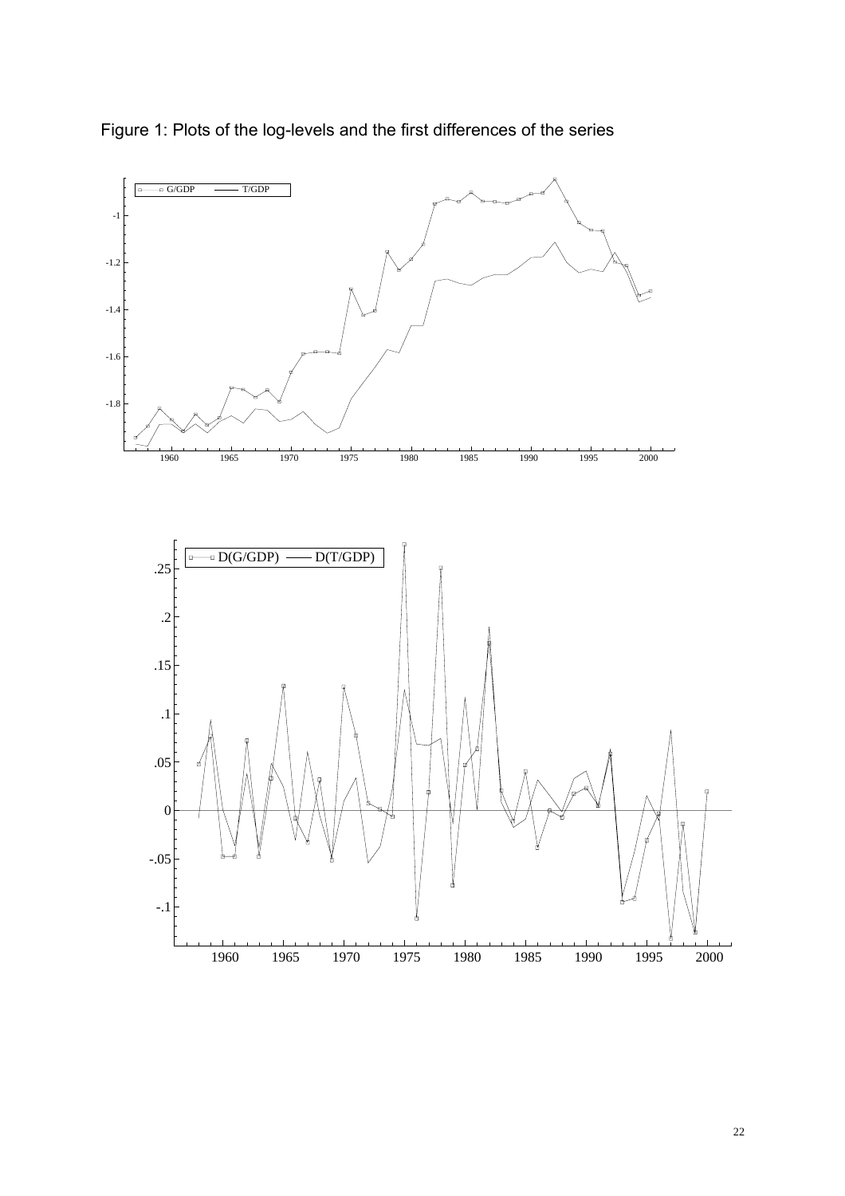Figure 1: Plots of the log-levels and the first differences of the series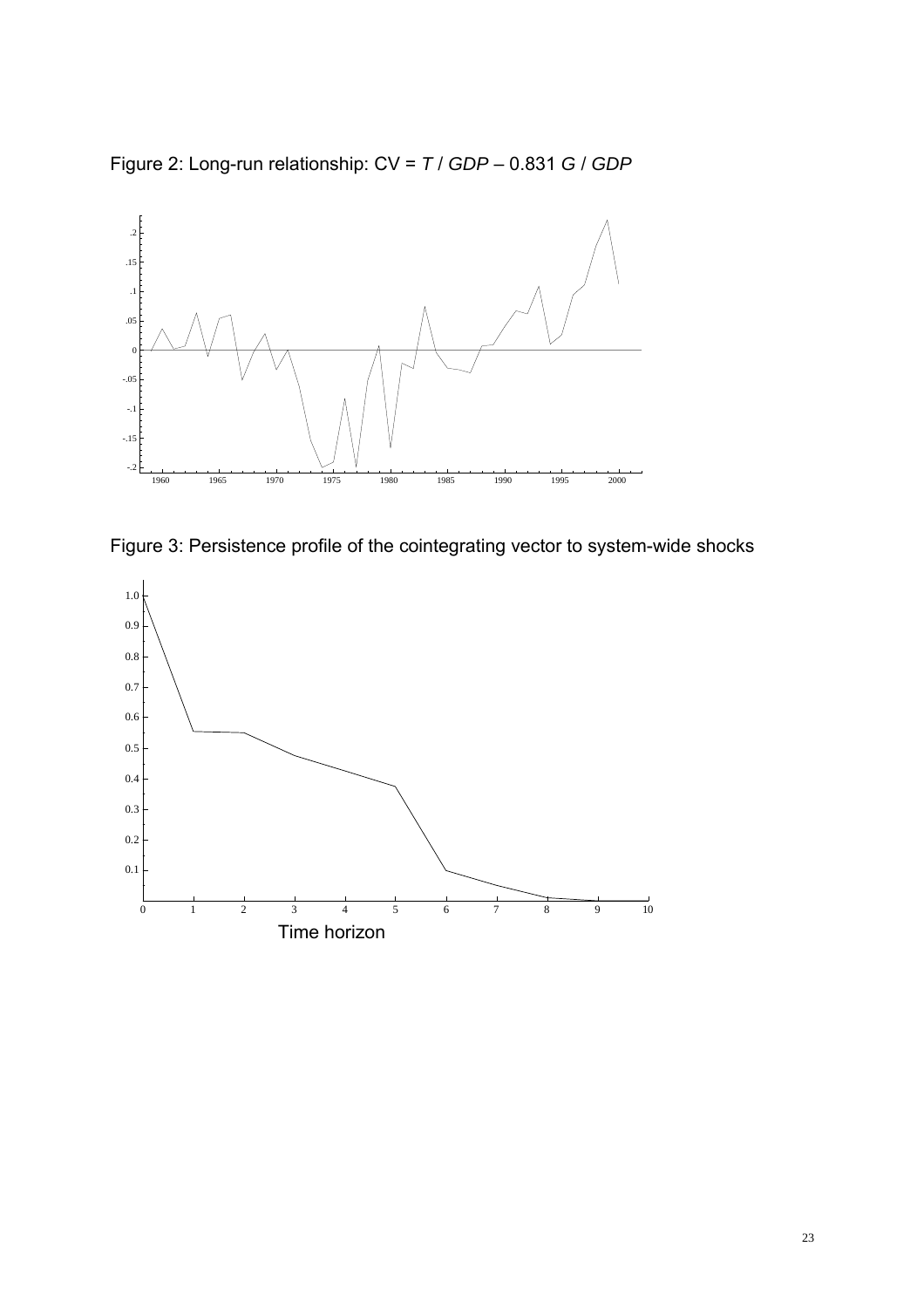Figure 2: Long-run relationship: CV = $T$ / $GDP$ – 0.831 $G$ / $GDP$

Figure 3: Persistence profile of the cointegrating vector to system-wide shocks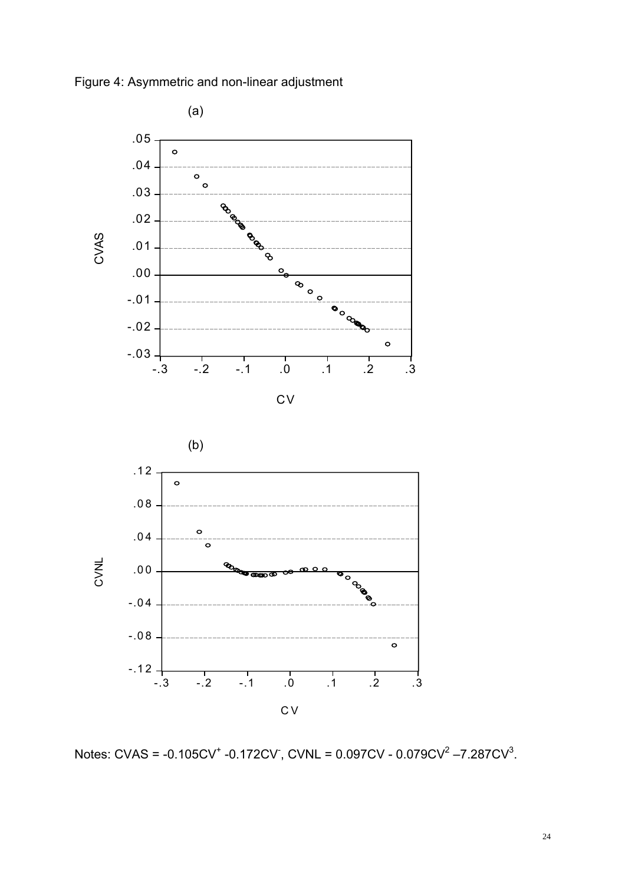Figure 4: Asymmetric and non-linear adjustment

(a)

(b)

Notes: $CVAS = -0.105CV^{+} - 0.172CV^{-}$, $CVNL = 0.097CV - 0.079CV^{2} - 7.287CV^{3}$.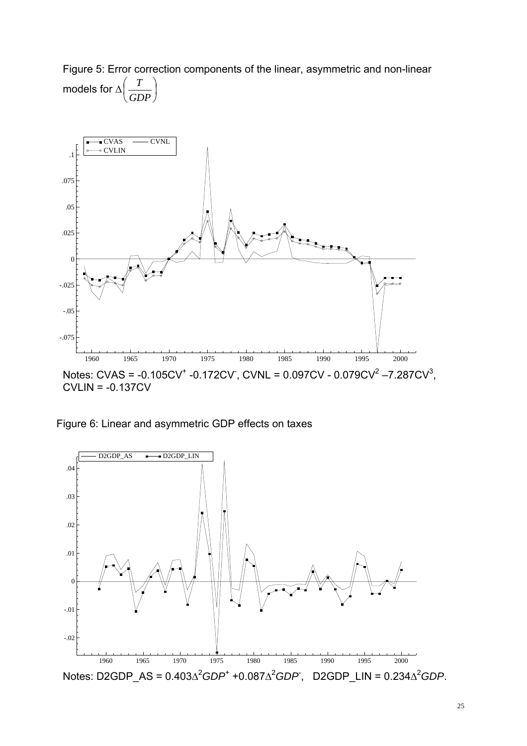Figure 5: Error correction components of the linear, asymmetric and non-linear models for $\Delta\left(\frac{T}{GDP}\right)$

CVAS
CVNL
CVLIN

.1
.075
.05
.025
0
-.025
-.05
-.075

1960 1965 1970 1975 1980 1985 1990 1995 2000

Notes: CVAS = $-0.105CV^{+} -0.172CV^{-}$, CVNL = $0.097CV - 0.079CV^{2} - 7.287CV^{3}$, CVLIN = $-0.137CV$

Figure 6: Linear and asymmetric GDP effects on taxes

D2GDP_AS
D2GDP_LIN

.04
.03
.02
.01
0
-.01
-.02

1960 1965 1970 1975 1980 1985 1990 1995 2000

Notes: D2GDP_AS = $0.403\Delta^{2}GDP^{+} + 0.087\Delta^{2}GDP^{-}$, D2GDP_LIN = $0.234\Delta^{2}GDP$.